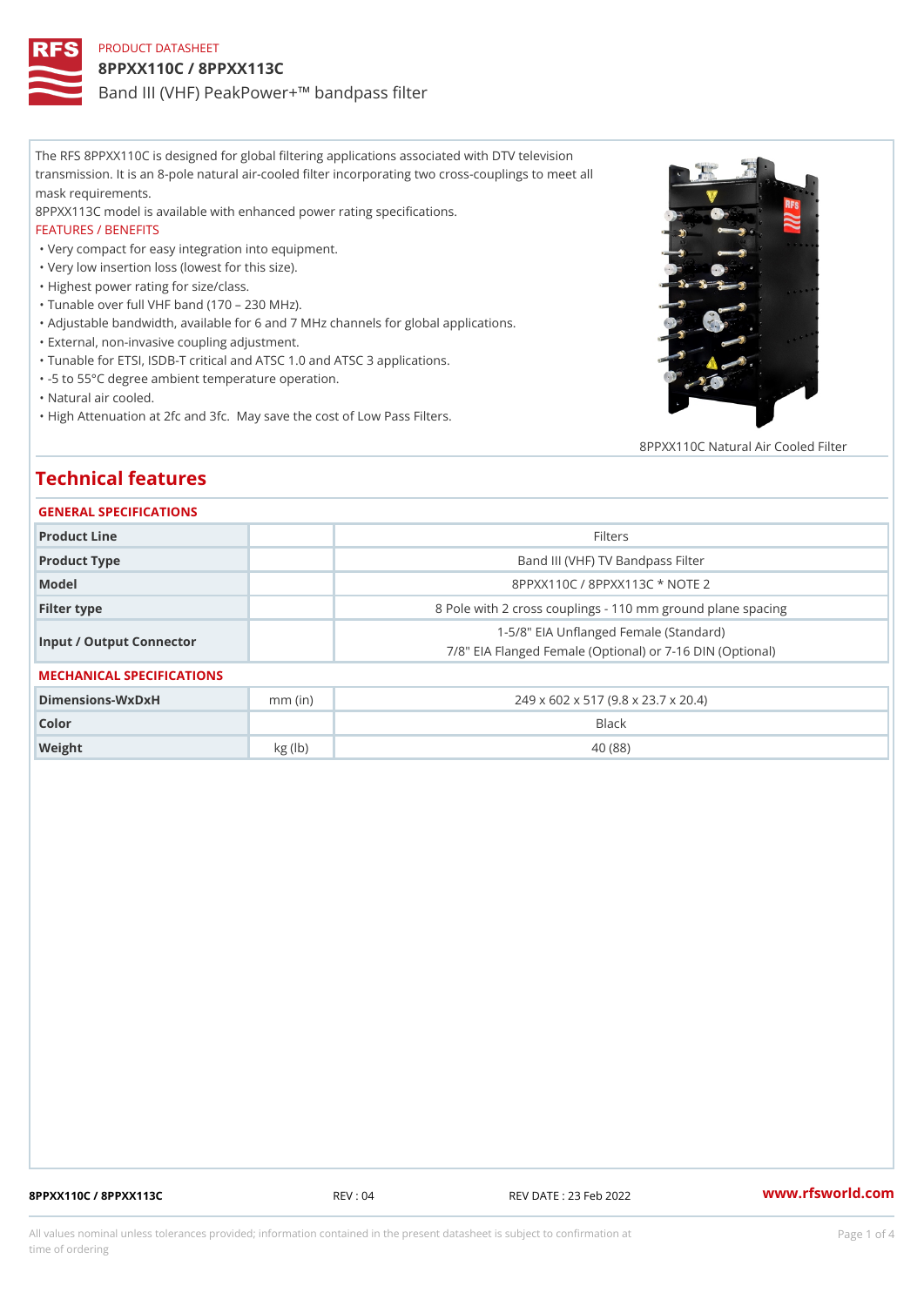PRODUCT DATASHEET

# 8PPXX110C / 8PPXX113C

Band III (VHF) PeakPower+™ bandpass filter

The RFS 8PPXX110C is designed for global filtering applications associated with DTV television transmission. It is an 8-pole natural air-cooled filter incorporating two cross-couplings to meet all mask requirements.

8PPXX113C model is available with enhanced power rating specifications.

FEATURES / BENEFITS

- Very compact for easy integration into equipment.
- Very low insertion loss (lowest for this size).
- Highest power rating for size/class.
- Tunable over full VHF band (170 – 230 MHz).
- Adjustable bandwidth, available for 6 and 7 MHz channels for global applications.
- External, non-invasive coupling adjustment.
- Tunable for ETSI, ISDB-T critical and ATSC 1.0 and ATSC 3 applications.
- -5 to 55°C degree ambient temperature operation.
- Natural air cooled.
- High Attenuation at 2fc and 3fc. May save the cost of Low Pass Filters.

8PPXX110C Natural Air Cooled Filter

## Technical features

### GENERAL SPECIFICATIONS

| | | |
|---|---|---|
| Product Line | | Filters |
| Product Type | | Band III (VHF) TV Bandpass Filter |
| Model | | 8PPXX110C / 8PPXX113C * NOTE 2 |
| Filter type | | 8 Pole with 2 cross couplings - 110 mm ground plane spacing |
| Input / Output Connector | | 1-5/8" EIA Unflanged Female (Standard)<br>7/8" EIA Flanged Female (Optional) or 7-16 DIN (Optional) |

### MECHANICAL SPECIFICATIONS

| | | |
|---|---|---|
| Dimensions-WxDxH | mm (in) | 249 x 602 x 517 (9.8 x 23.7 x 20.4) |
| Color | | Black |
| Weight | kg (lb) | 40 (88) |

8PPXX110C / 8PPXX113C REV : 04 REV DATE : 23 Feb 2022 www.rfsworld.com

All values nominal unless tolerances provided; information contained in the present datasheet is subject to confirmation at time of ordering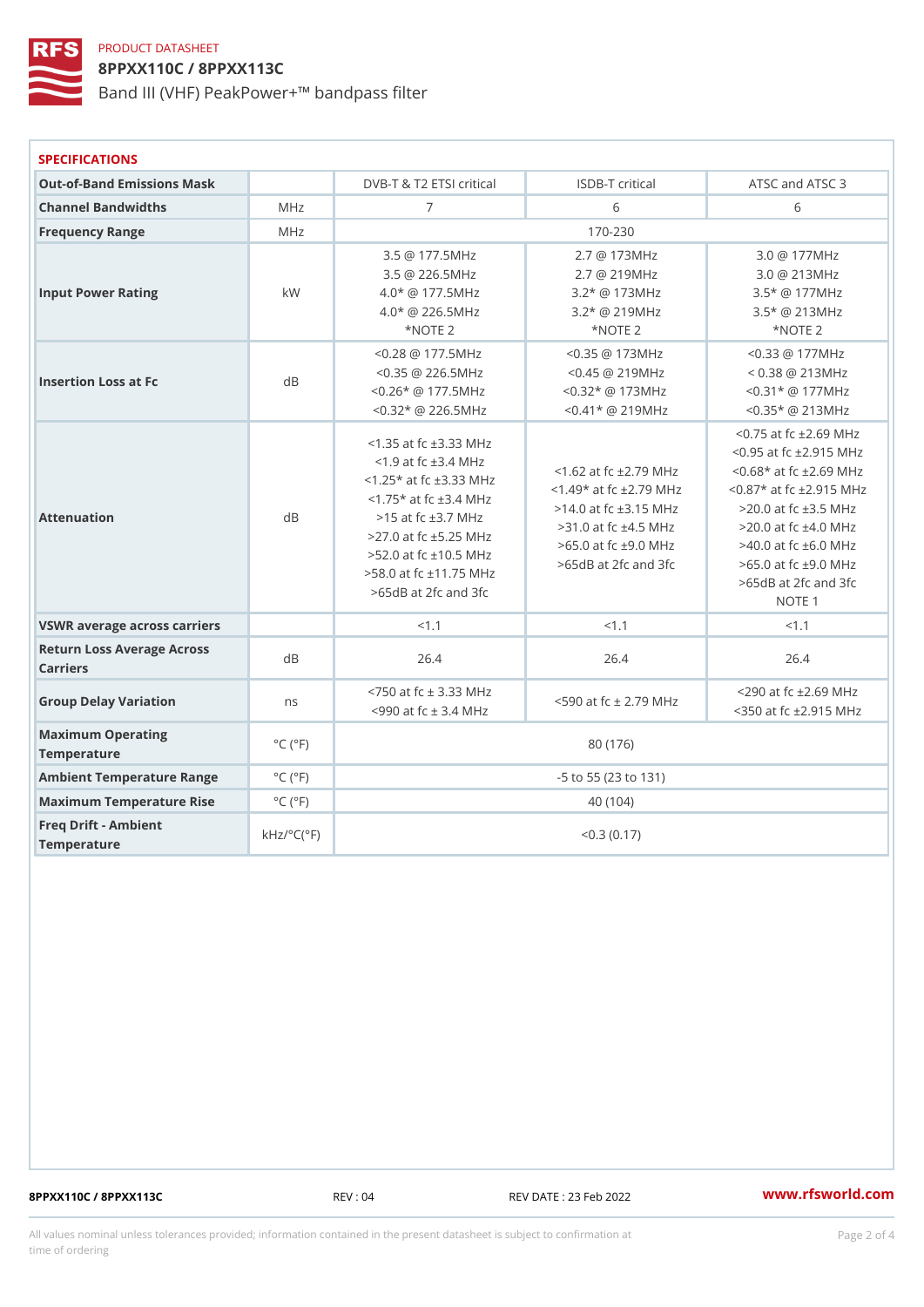PRODUCT DATASHEET

# 8PPXX110C / 8PPXX113C

Band III (VHF) PeakPower+™ bandpass filter

## SPECIFICATIONS

| Out-of-Band Emissions Mask | | DVB-T & T2 ETSI critical | ISDB-T critical | ATSC and ATSC 3 |
|---|---|---|---|---|
| Channel Bandwidths | MHz | 7 | 6 | 6 |
| Frequency Range | MHz | 170-230 | | |
| Input Power Rating | kW | 3.5 @ 177.5MHz<br>3.5 @ 226.5MHz<br>4.0* @ 177.5MHz<br>4.0* @ 226.5MHz<br>*NOTE 2 | 2.7 @ 173MHz<br>2.7 @ 219MHz<br>3.2* @ 173MHz<br>3.2* @ 219MHz<br>*NOTE 2 | 3.0 @ 177MHz<br>3.0 @ 213MHz<br>3.5* @ 177MHz<br>3.5* @ 213MHz<br>*NOTE 2 |
| Insertion Loss at Fc | dB | <0.28 @ 177.5MHz<br><0.35 @ 226.5MHz<br><0.26* @ 177.5MHz<br><0.32* @ 226.5MHz | <0.35 @ 173MHz<br><0.45 @ 219MHz<br><0.32* @ 173MHz<br><0.41* @ 219MHz | <0.33 @ 177MHz<br>< 0.38 @ 213MHz<br><0.31* @ 177MHz<br><0.35* @ 213MHz |
| Attenuation | dB | <1.35 at fc ±3.33 MHz<br><1.9 at fc ±3.4 MHz<br><1.25* at fc ±3.33 MHz<br><1.75* at fc ±3.4 MHz<br>>15 at fc ±3.7 MHz<br>>27.0 at fc ±5.25 MHz<br>>52.0 at fc ±10.5 MHz<br>>58.0 at fc ±11.75 MHz<br>>65dB at 2fc and 3fc | <1.62 at fc ±2.79 MHz<br><1.49* at fc ±2.79 MHz<br>>14.0 at fc ±3.15 MHz<br>>31.0 at fc ±4.5 MHz<br>>65.0 at fc ±9.0 MHz<br>>65dB at 2fc and 3fc | <0.75 at fc ±2.69 MHz<br><0.95 at fc ±2.915 MHz<br><0.68* at fc ±2.69 MHz<br><0.87* at fc ±2.915 MHz<br>>20.0 at fc ±3.5 MHz<br>>20.0 at fc ±4.0 MHz<br>>40.0 at fc ±6.0 MHz<br>>65.0 at fc ±9.0 MHz<br>>65dB at 2fc and 3fc<br>NOTE 1 |
| VSWR average across carriers | | <1.1 | <1.1 | <1.1 |
| Return Loss Average Across Carriers | dB | 26.4 | 26.4 | 26.4 |
| Group Delay Variation | ns | <750 at fc ± 3.33 MHz<br><990 at fc ± 3.4 MHz | <590 at fc ± 2.79 MHz | <290 at fc ±2.69 MHz<br><350 at fc ±2.915 MHz |
| Maximum Operating Temperature | °C (°F) | 80 (176) | | |
| Ambient Temperature Range | °C (°F) | -5 to 55 (23 to 131) | | |
| Maximum Temperature Rise | °C (°F) | 40 (104) | | |
| Freq Drift - Ambient Temperature | kHz/°C(°F) | <0.3 (0.17) | | |

All values nominal unless tolerances provided; information contained in the present datasheet is subject to confirmation at time of ordering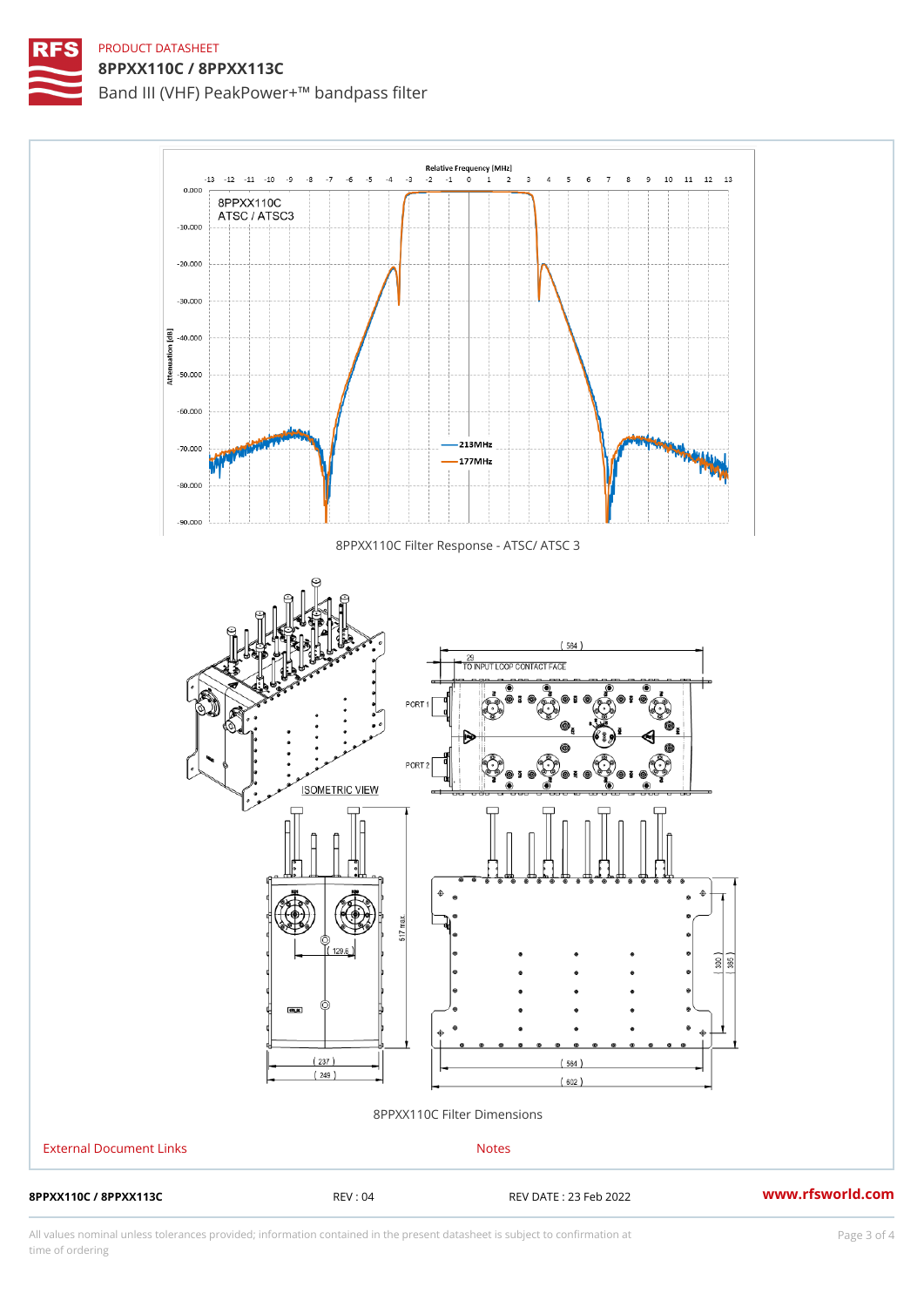PRODUCT DATASHEET

# 8PPXX110C / 8PPXX113C

## Band III (VHF) PeakPower+™ bandpass filter

8PPXX110C Filter Response - ATSC/ ATSC 3

8PPXX110C Filter Dimensions

External Document Links

Notes

8PPXX110C / 8PPXX113C | REV : 04 | REV DATE : 23 Feb 2022 | www.rfsworld.com

All values nominal unless tolerances provided; information contained in the present datasheet is subject to confirmation at time of ordering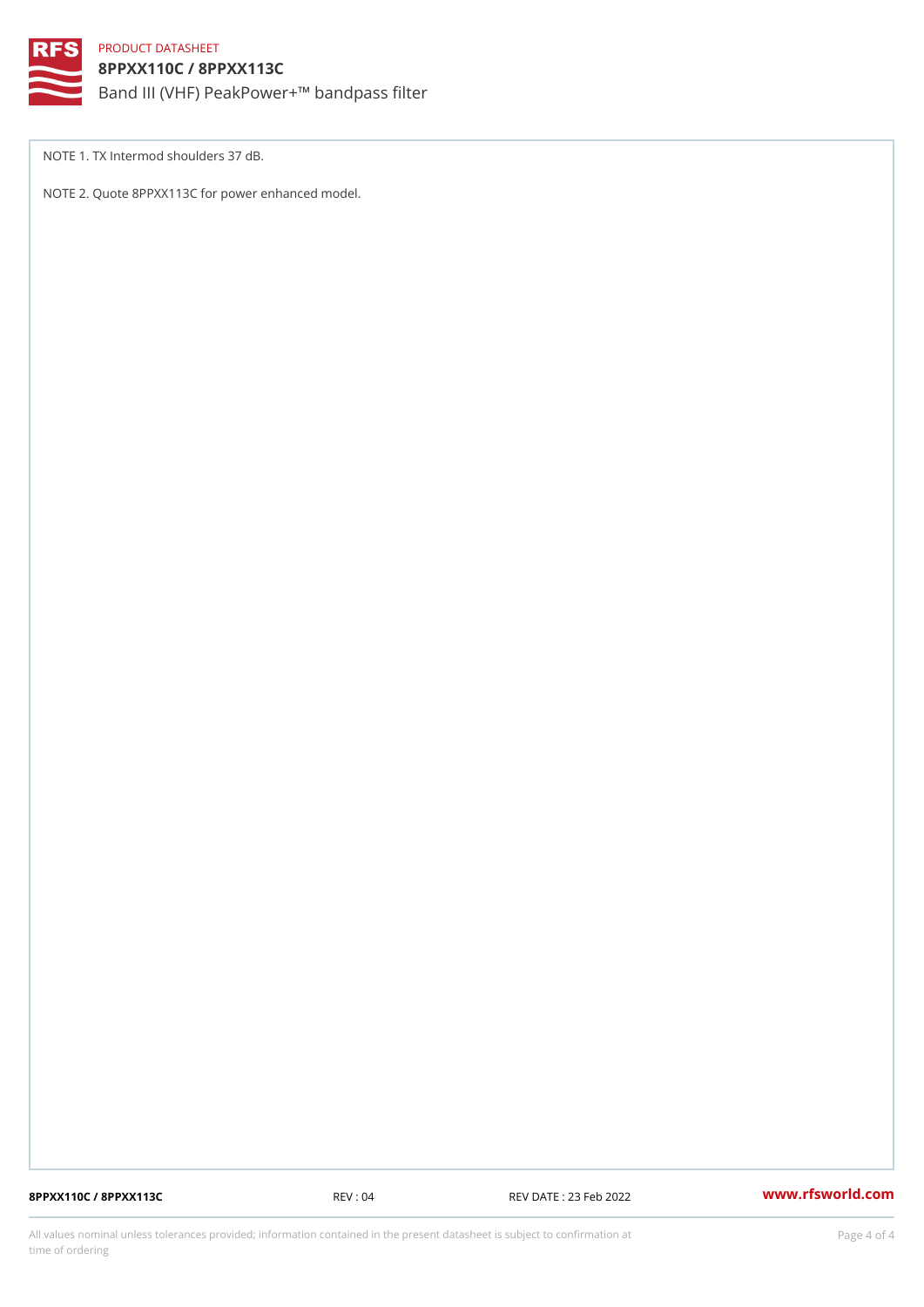NOTE 1. TX Intermod shoulders 37 dB.

NOTE 2. Quote 8PPXX113C for power enhanced model.